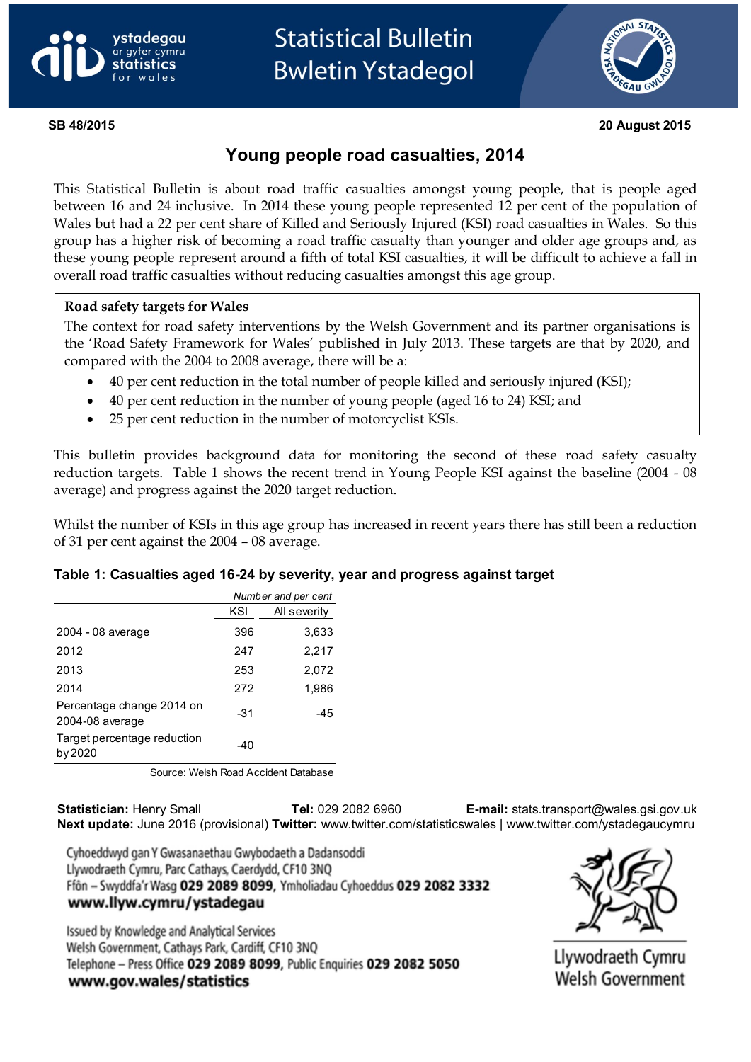**SB 48/2015** **20 August 2015**

# Young people road casualties, 2014

This Statistical Bulletin is about road traffic casualties amongst young people, that is people aged between 16 and 24 inclusive. In 2014 these young people represented 12 per cent of the population of Wales but had a 22 per cent share of Killed and Seriously Injured (KSI) road casualties in Wales. So this group has a higher risk of becoming a road traffic casualty than younger and older age groups and, as these young people represent around a fifth of total KSI casualties, it will be difficult to achieve a fall in overall road traffic casualties without reducing casualties amongst this age group.

**Road safety targets for Wales**

The context for road safety interventions by the Welsh Government and its partner organisations is the 'Road Safety Framework for Wales' published in July 2013. These targets are that by 2020, and compared with the 2004 to 2008 average, there will be a:

- 40 per cent reduction in the total number of people killed and seriously injured (KSI);
- 40 per cent reduction in the number of young people (aged 16 to 24) KSI; and
- 25 per cent reduction in the number of motorcyclist KSIs.

This bulletin provides background data for monitoring the second of these road safety casualty reduction targets. Table 1 shows the recent trend in Young People KSI against the baseline (2004 - 08 average) and progress against the 2020 target reduction.

Whilst the number of KSIs in this age group has increased in recent years there has still been a reduction of 31 per cent against the 2004 – 08 average.

### Table 1: Casualties aged 16-24 by severity, year and progress against target

*Number and per cent*

| | KSI | All severity |
|---|---|---|
| 2004 - 08 average | 396 | 3,633 |
| 2012 | 247 | 2,217 |
| 2013 | 253 | 2,072 |
| 2014 | 272 | 1,986 |
| Percentage change 2014 on 2004-08 average | -31 | -45 |
| Target percentage reduction by 2020 | -40 | |

Source: Welsh Road Accident Database

**Statistician:** Henry Small **Tel:** 029 2082 6960 **E-mail:** stats.transport@wales.gsi.gov.uk
**Next update:** June 2016 (provisional) **Twitter:** www.twitter.com/statisticswales | www.twitter.com/ystadegaucymru

Cyhoeddwyd gan Y Gwasanaethau Gwybodaeth a Dadansoddi
Llywodraeth Cymru, Parc Cathays, Caerdydd, CF10 3NQ
Ffôn – Swyddfa'r Wasg **029 2089 8099**, Ymholiadau Cyhoeddus **029 2082 3332**
**www.llyw.cymru/ystadegau**

Issued by Knowledge and Analytical Services
Welsh Government, Cathays Park, Cardiff, CF10 3NQ
Telephone – Press Office **029 2089 8099**, Public Enquiries **029 2082 5050**
**www.gov.wales/statistics**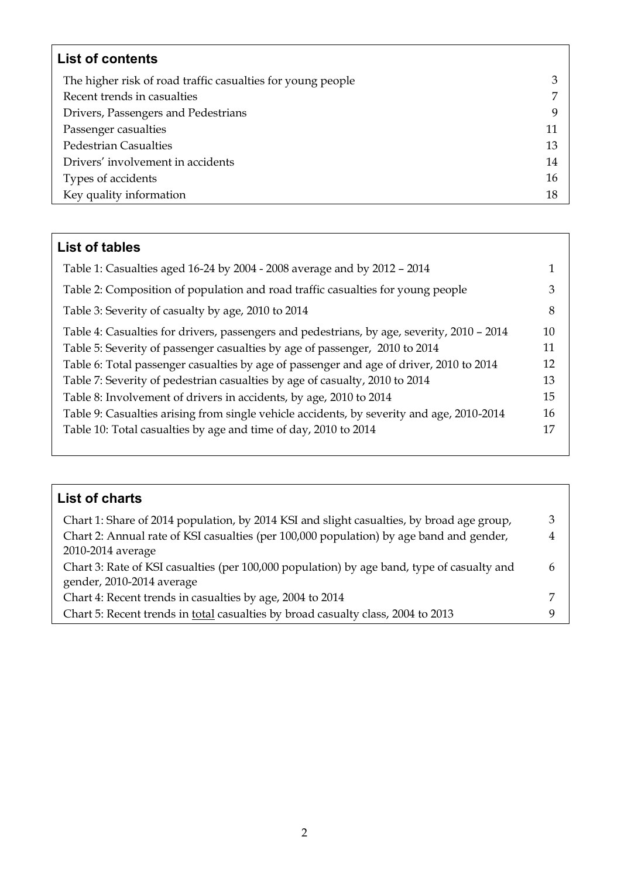## List of contents

| | |
|---|---|
| The higher risk of road traffic casualties for young people | 3 |
| Recent trends in casualties | 7 |
| Drivers, Passengers and Pedestrians | 9 |
| Passenger casualties | 11 |
| Pedestrian Casualties | 13 |
| Drivers' involvement in accidents | 14 |
| Types of accidents | 16 |
| Key quality information | 18 |

## List of tables

| | |
|---|---|
| Table 1: Casualties aged 16-24 by 2004 - 2008 average and by 2012 – 2014 | 1 |
| Table 2: Composition of population and road traffic casualties for young people | 3 |
| Table 3: Severity of casualty by age, 2010 to 2014 | 8 |
| Table 4: Casualties for drivers, passengers and pedestrians, by age, severity, 2010 – 2014 | 10 |
| Table 5: Severity of passenger casualties by age of passenger, 2010 to 2014 | 11 |
| Table 6: Total passenger casualties by age of passenger and age of driver, 2010 to 2014 | 12 |
| Table 7: Severity of pedestrian casualties by age of casualty, 2010 to 2014 | 13 |
| Table 8: Involvement of drivers in accidents, by age, 2010 to 2014 | 15 |
| Table 9: Casualties arising from single vehicle accidents, by severity and age, 2010-2014 | 16 |
| Table 10: Total casualties by age and time of day, 2010 to 2014 | 17 |

## List of charts

| | |
|---|---|
| Chart 1: Share of 2014 population, by 2014 KSI and slight casualties, by broad age group, | 3 |
| Chart 2: Annual rate of KSI casualties (per 100,000 population) by age band and gender, 2010-2014 average | 4 |
| Chart 3: Rate of KSI casualties (per 100,000 population) by age band, type of casualty and gender, 2010-2014 average | 6 |
| Chart 4: Recent trends in casualties by age, 2004 to 2014 | 7 |
| Chart 5: Recent trends in total casualties by broad casualty class, 2004 to 2013 | 9 |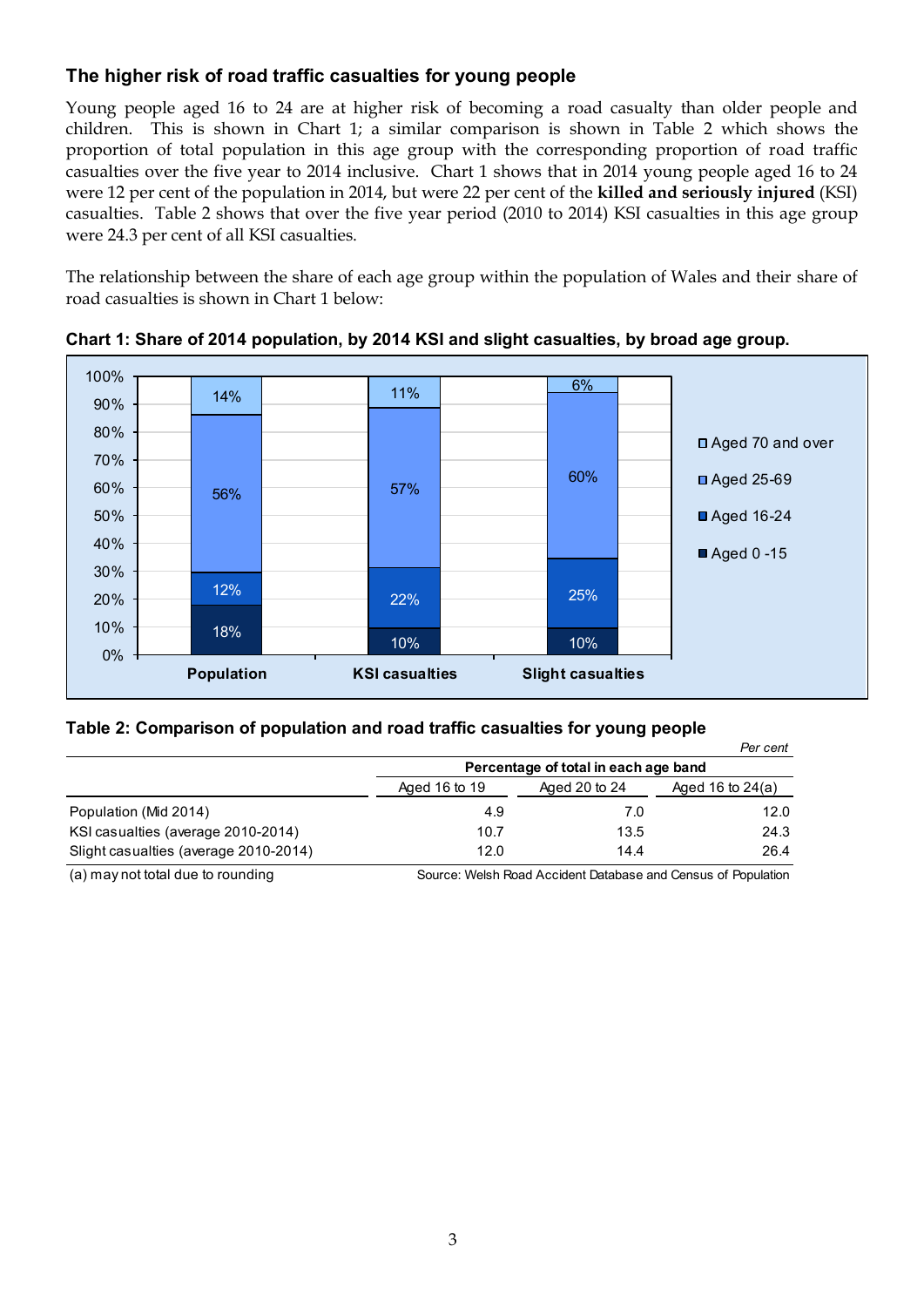## The higher risk of road traffic casualties for young people

Young people aged 16 to 24 are at higher risk of becoming a road casualty than older people and children. This is shown in Chart 1; a similar comparison is shown in Table 2 which shows the proportion of total population in this age group with the corresponding proportion of road traffic casualties over the five year to 2014 inclusive. Chart 1 shows that in 2014 young people aged 16 to 24 were 12 per cent of the population in 2014, but were 22 per cent of the **killed and seriously injured** (KSI) casualties. Table 2 shows that over the five year period (2010 to 2014) KSI casualties in this age group were 24.3 per cent of all KSI casualties.

The relationship between the share of each age group within the population of Wales and their share of road casualties is shown in Chart 1 below:

**Chart 1: Share of 2014 population, by 2014 KSI and slight casualties, by broad age group.**

| | Population | KSI casualties | Slight casualties |
|---|---|---|---|
| Aged 0 -15 | 18% | 10% | 10% |
| Aged 16-24 | 12% | 22% | 25% |
| Aged 25-69 | 56% | 57% | 60% |
| Aged 70 and over | 14% | 11% | 6% |

**Table 2: Comparison of population and road traffic casualties for young people**

*Per cent*

| | Percentage of total in each age band | | |
|---|---|---|---|
| | Aged 16 to 19 | Aged 20 to 24 | Aged 16 to 24(a) |
| Population (Mid 2014) | 4.9 | 7.0 | 12.0 |
| KSI casualties (average 2010-2014) | 10.7 | 13.5 | 24.3 |
| Slight casualties (average 2010-2014) | 12.0 | 14.4 | 26.4 |

(a) may not total due to rounding

Source: Welsh Road Accident Database and Census of Population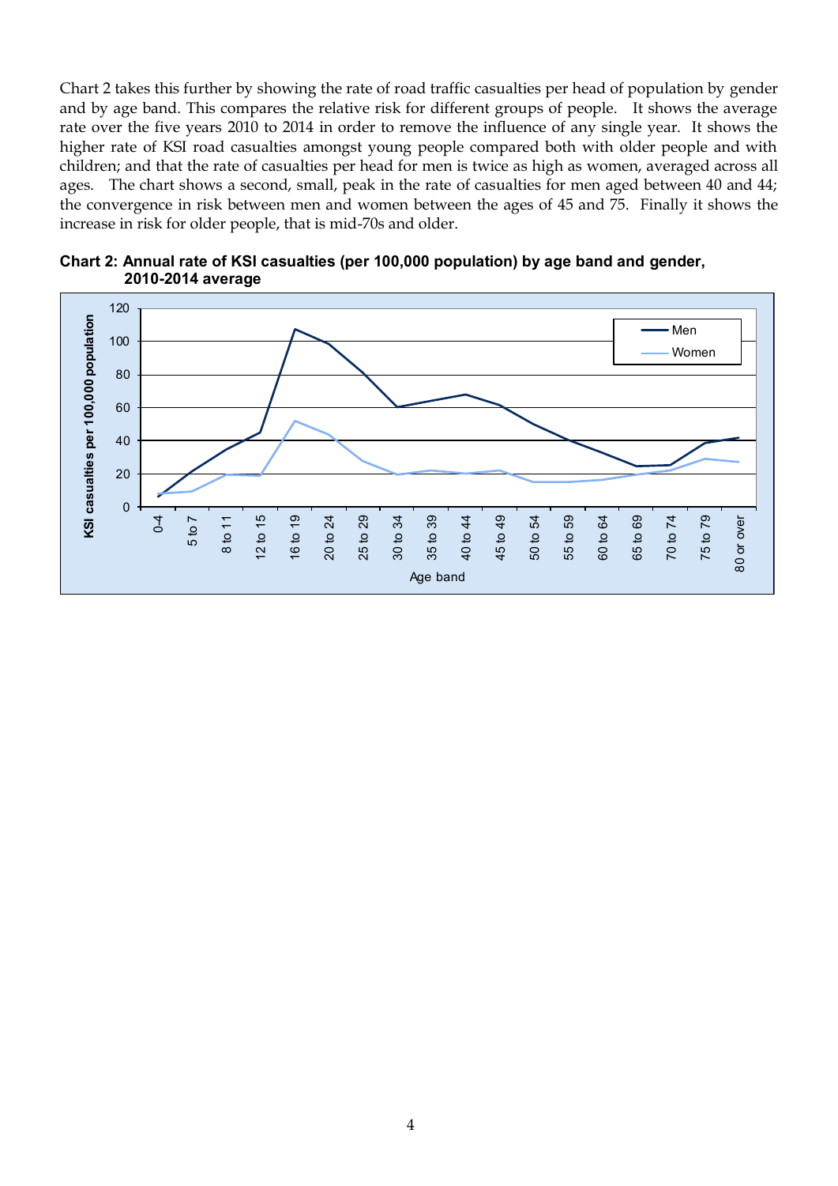Chart 2 takes this further by showing the rate of road traffic casualties per head of population by gender and by age band. This compares the relative risk for different groups of people. It shows the average rate over the five years 2010 to 2014 in order to remove the influence of any single year. It shows the higher rate of KSI road casualties amongst young people compared both with older people and with children; and that the rate of casualties per head for men is twice as high as women, averaged across all ages. The chart shows a second, small, peak in the rate of casualties for men aged between 40 and 44; the convergence in risk between men and women between the ages of 45 and 75. Finally it shows the increase in risk for older people, that is mid-70s and older.

**Chart 2: Annual rate of KSI casualties (per 100,000 population) by age band and gender, 2010-2014 average**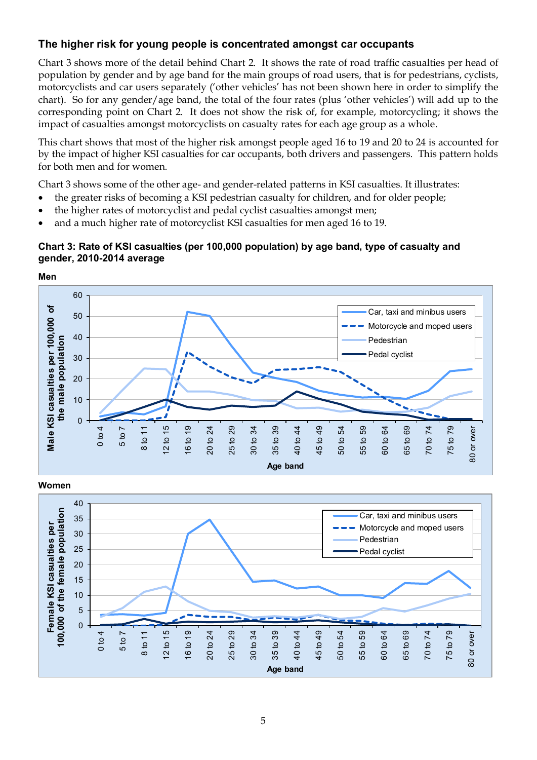## The higher risk for young people is concentrated amongst car occupants

Chart 3 shows more of the detail behind Chart 2. It shows the rate of road traffic casualties per head of population by gender and by age band for the main groups of road users, that is for pedestrians, cyclists, motorcyclists and car users separately ('other vehicles' has not been shown here in order to simplify the chart). So for any gender/age band, the total of the four rates (plus 'other vehicles') will add up to the corresponding point on Chart 2. It does not show the risk of, for example, motorcycling; it shows the impact of casualties amongst motorcyclists on casualty rates for each age group as a whole.

This chart shows that most of the higher risk amongst people aged 16 to 19 and 20 to 24 is accounted for by the impact of higher KSI casualties for car occupants, both drivers and passengers. This pattern holds for both men and for women.

Chart 3 shows some of the other age- and gender-related patterns in KSI casualties. It illustrates:

- the greater risks of becoming a KSI pedestrian casualty for children, and for older people;
- the higher rates of motorcyclist and pedal cyclist casualties amongst men;
- and a much higher rate of motorcyclist KSI casualties for men aged 16 to 19.

**Chart 3: Rate of KSI casualties (per 100,000 population) by age band, type of casualty and gender, 2010-2014 average**

**Men**

**Women**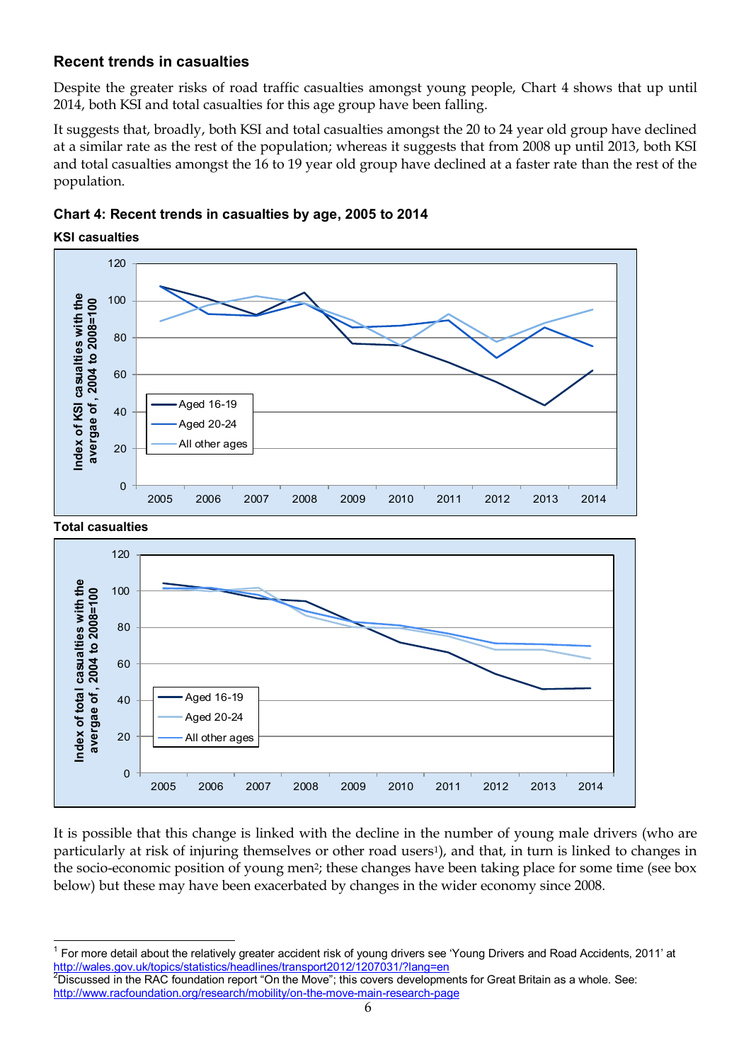## Recent trends in casualties

Despite the greater risks of road traffic casualties amongst young people, Chart 4 shows that up until 2014, both KSI and total casualties for this age group have been falling.

It suggests that, broadly, both KSI and total casualties amongst the 20 to 24 year old group have declined at a similar rate as the rest of the population; whereas it suggests that from 2008 up until 2013, both KSI and total casualties amongst the 16 to 19 year old group have declined at a faster rate than the rest of the population.

### Chart 4: Recent trends in casualties by age, 2005 to 2014

**KSI casualties**

**Total casualties**

It is possible that this change is linked with the decline in the number of young male drivers (who are particularly at risk of injuring themselves or other road users[1]), and that, in turn is linked to changes in the socio-economic position of young men[2]; these changes have been taking place for some time (see box below) but these may have been exacerbated by changes in the wider economy since 2008.

---

[1] For more detail about the relatively greater accident risk of young drivers see 'Young Drivers and Road Accidents, 2011' at http://wales.gov.uk/topics/statistics/headlines/transport2012/1207031/?lang=en

[2] Discussed in the RAC foundation report "On the Move"; this covers developments for Great Britain as a whole. See: http://www.racfoundation.org/research/mobility/on-the-move-main-research-page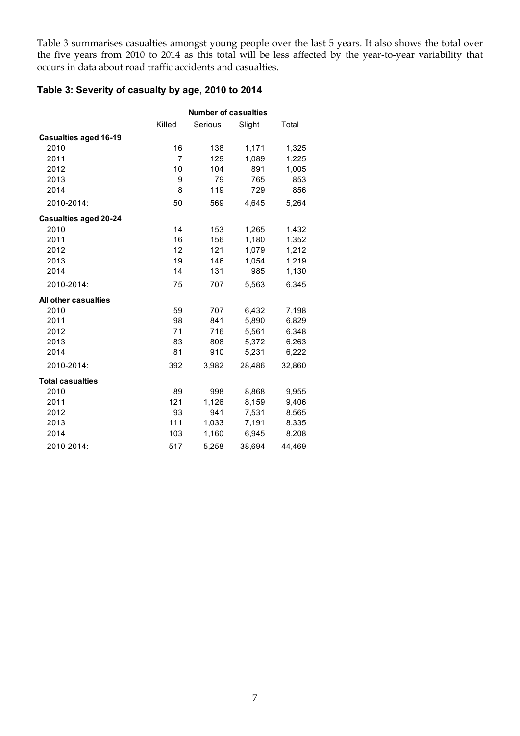Table 3 summarises casualties amongst young people over the last 5 years. It also shows the total over the five years from 2010 to 2014 as this total will be less affected by the year-to-year variability that occurs in data about road traffic accidents and casualties.

**Table 3: Severity of casualty by age, 2010 to 2014**

| | Number of casualties | | | |
|---|---|---|---|---|
| | Killed | Serious | Slight | Total |
| **Casualties aged 16-19** | | | | |
| 2010 | 16 | 138 | 1,171 | 1,325 |
| 2011 | 7 | 129 | 1,089 | 1,225 |
| 2012 | 10 | 104 | 891 | 1,005 |
| 2013 | 9 | 79 | 765 | 853 |
| 2014 | 8 | 119 | 729 | 856 |
| 2010-2014: | 50 | 569 | 4,645 | 5,264 |
| **Casualties aged 20-24** | | | | |
| 2010 | 14 | 153 | 1,265 | 1,432 |
| 2011 | 16 | 156 | 1,180 | 1,352 |
| 2012 | 12 | 121 | 1,079 | 1,212 |
| 2013 | 19 | 146 | 1,054 | 1,219 |
| 2014 | 14 | 131 | 985 | 1,130 |
| 2010-2014: | 75 | 707 | 5,563 | 6,345 |
| **All other casualties** | | | | |
| 2010 | 59 | 707 | 6,432 | 7,198 |
| 2011 | 98 | 841 | 5,890 | 6,829 |
| 2012 | 71 | 716 | 5,561 | 6,348 |
| 2013 | 83 | 808 | 5,372 | 6,263 |
| 2014 | 81 | 910 | 5,231 | 6,222 |
| 2010-2014: | 392 | 3,982 | 28,486 | 32,860 |
| **Total casualties** | | | | |
| 2010 | 89 | 998 | 8,868 | 9,955 |
| 2011 | 121 | 1,126 | 8,159 | 9,406 |
| 2012 | 93 | 941 | 7,531 | 8,565 |
| 2013 | 111 | 1,033 | 7,191 | 8,335 |
| 2014 | 103 | 1,160 | 6,945 | 8,208 |
| 2010-2014: | 517 | 5,258 | 38,694 | 44,469 |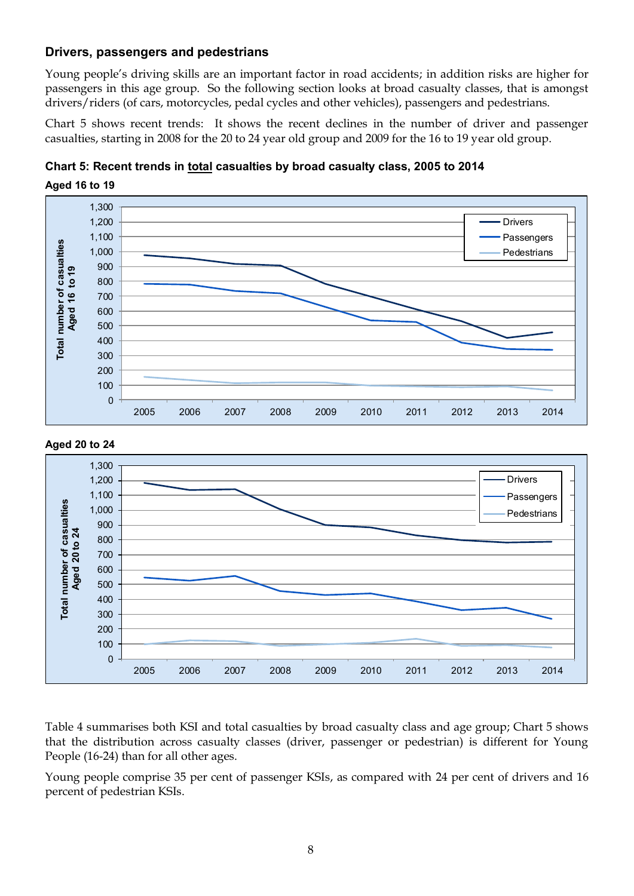### Drivers, passengers and pedestrians

Young people's driving skills are an important factor in road accidents; in addition risks are higher for passengers in this age group. So the following section looks at broad casualty classes, that is amongst drivers/riders (of cars, motorcycles, pedal cycles and other vehicles), passengers and pedestrians.

Chart 5 shows recent trends: It shows the recent declines in the number of driver and passenger casualties, starting in 2008 for the 20 to 24 year old group and 2009 for the 16 to 19 year old group.

**Chart 5: Recent trends in total casualties by broad casualty class, 2005 to 2014**

**Aged 16 to 19**

**Aged 20 to 24**

Table 4 summarises both KSI and total casualties by broad casualty class and age group; Chart 5 shows that the distribution across casualty classes (driver, passenger or pedestrian) is different for Young People (16-24) than for all other ages.

Young people comprise 35 per cent of passenger KSIs, as compared with 24 per cent of drivers and 16 percent of pedestrian KSIs.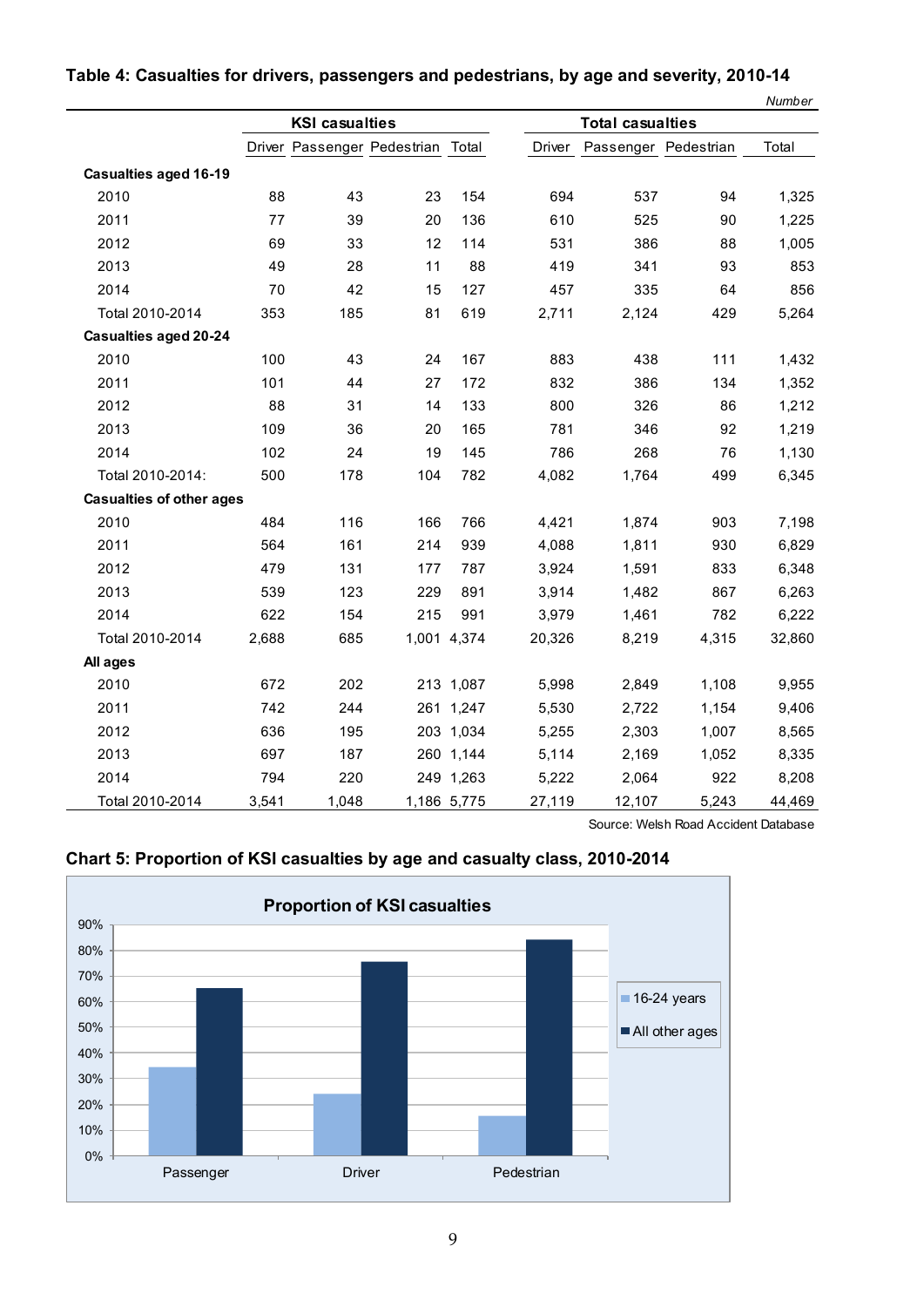**Table 4: Casualties for drivers, passengers and pedestrians, by age and severity, 2010-14**

*Number*

| | KSI casualties | | | | Total casualties | | | |
|---|---|---|---|---|---|---|---|---|
| | Driver | Passenger | Pedestrian | Total | Driver | Passenger | Pedestrian | Total |
| **Casualties aged 16-19** | | | | | | | | |
| 2010 | 88 | 43 | 23 | 154 | 694 | 537 | 94 | 1,325 |
| 2011 | 77 | 39 | 20 | 136 | 610 | 525 | 90 | 1,225 |
| 2012 | 69 | 33 | 12 | 114 | 531 | 386 | 88 | 1,005 |
| 2013 | 49 | 28 | 11 | 88 | 419 | 341 | 93 | 853 |
| 2014 | 70 | 42 | 15 | 127 | 457 | 335 | 64 | 856 |
| Total 2010-2014 | 353 | 185 | 81 | 619 | 2,711 | 2,124 | 429 | 5,264 |
| **Casualties aged 20-24** | | | | | | | | |
| 2010 | 100 | 43 | 24 | 167 | 883 | 438 | 111 | 1,432 |
| 2011 | 101 | 44 | 27 | 172 | 832 | 386 | 134 | 1,352 |
| 2012 | 88 | 31 | 14 | 133 | 800 | 326 | 86 | 1,212 |
| 2013 | 109 | 36 | 20 | 165 | 781 | 346 | 92 | 1,219 |
| 2014 | 102 | 24 | 19 | 145 | 786 | 268 | 76 | 1,130 |
| Total 2010-2014: | 500 | 178 | 104 | 782 | 4,082 | 1,764 | 499 | 6,345 |
| **Casualties of other ages** | | | | | | | | |
| 2010 | 484 | 116 | 166 | 766 | 4,421 | 1,874 | 903 | 7,198 |
| 2011 | 564 | 161 | 214 | 939 | 4,088 | 1,811 | 930 | 6,829 |
| 2012 | 479 | 131 | 177 | 787 | 3,924 | 1,591 | 833 | 6,348 |
| 2013 | 539 | 123 | 229 | 891 | 3,914 | 1,482 | 867 | 6,263 |
| 2014 | 622 | 154 | 215 | 991 | 3,979 | 1,461 | 782 | 6,222 |
| Total 2010-2014 | 2,688 | 685 | 1,001 | 4,374 | 20,326 | 8,219 | 4,315 | 32,860 |
| **All ages** | | | | | | | | |
| 2010 | 672 | 202 | 213 | 1,087 | 5,998 | 2,849 | 1,108 | 9,955 |
| 2011 | 742 | 244 | 261 | 1,247 | 5,530 | 2,722 | 1,154 | 9,406 |
| 2012 | 636 | 195 | 203 | 1,034 | 5,255 | 2,303 | 1,007 | 8,565 |
| 2013 | 697 | 187 | 260 | 1,144 | 5,114 | 2,169 | 1,052 | 8,335 |
| 2014 | 794 | 220 | 249 | 1,263 | 5,222 | 2,064 | 922 | 8,208 |
| Total 2010-2014 | 3,541 | 1,048 | 1,186 | 5,775 | 27,119 | 12,107 | 5,243 | 44,469 |

Source: Welsh Road Accident Database

**Chart 5: Proportion of KSI casualties by age and casualty class, 2010-2014**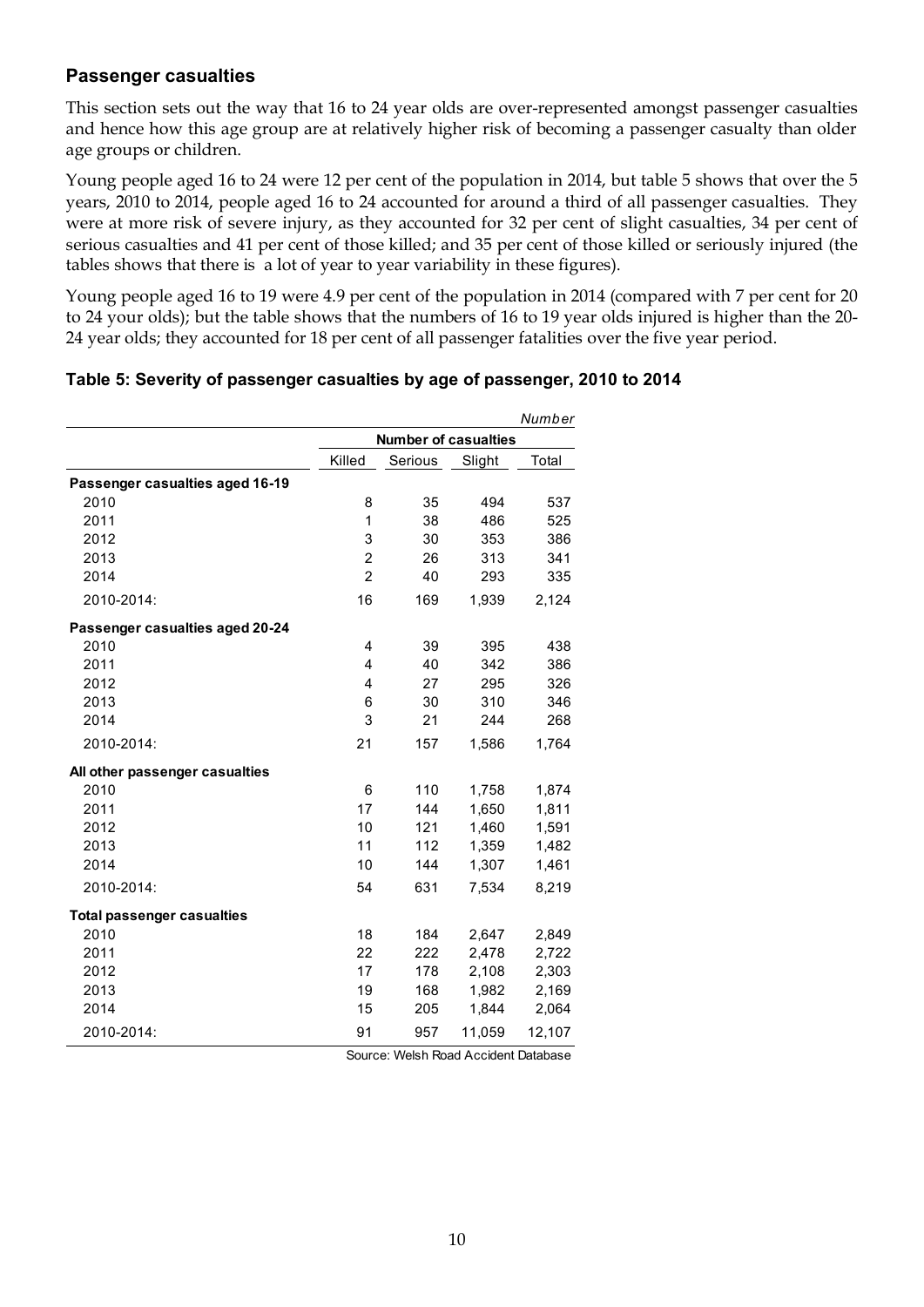## Passenger casualties

This section sets out the way that 16 to 24 year olds are over-represented amongst passenger casualties and hence how this age group are at relatively higher risk of becoming a passenger casualty than older age groups or children.

Young people aged 16 to 24 were 12 per cent of the population in 2014, but table 5 shows that over the 5 years, 2010 to 2014, people aged 16 to 24 accounted for around a third of all passenger casualties. They were at more risk of severe injury, as they accounted for 32 per cent of slight casualties, 34 per cent of serious casualties and 41 per cent of those killed; and 35 per cent of those killed or seriously injured (the tables shows that there is a lot of year to year variability in these figures).

Young people aged 16 to 19 were 4.9 per cent of the population in 2014 (compared with 7 per cent for 20 to 24 your olds); but the table shows that the numbers of 16 to 19 year olds injured is higher than the 20-24 year olds; they accounted for 18 per cent of all passenger fatalities over the five year period.

### Table 5: Severity of passenger casualties by age of passenger, 2010 to 2014

*Number*

| | Number of casualties | | | |
|---|---|---|---|---|
| | Killed | Serious | Slight | Total |
| **Passenger casualties aged 16-19** | | | | |
| 2010 | 8 | 35 | 494 | 537 |
| 2011 | 1 | 38 | 486 | 525 |
| 2012 | 3 | 30 | 353 | 386 |
| 2013 | 2 | 26 | 313 | 341 |
| 2014 | 2 | 40 | 293 | 335 |
| 2010-2014: | 16 | 169 | 1,939 | 2,124 |
| **Passenger casualties aged 20-24** | | | | |
| 2010 | 4 | 39 | 395 | 438 |
| 2011 | 4 | 40 | 342 | 386 |
| 2012 | 4 | 27 | 295 | 326 |
| 2013 | 6 | 30 | 310 | 346 |
| 2014 | 3 | 21 | 244 | 268 |
| 2010-2014: | 21 | 157 | 1,586 | 1,764 |
| **All other passenger casualties** | | | | |
| 2010 | 6 | 110 | 1,758 | 1,874 |
| 2011 | 17 | 144 | 1,650 | 1,811 |
| 2012 | 10 | 121 | 1,460 | 1,591 |
| 2013 | 11 | 112 | 1,359 | 1,482 |
| 2014 | 10 | 144 | 1,307 | 1,461 |
| 2010-2014: | 54 | 631 | 7,534 | 8,219 |
| **Total passenger casualties** | | | | |
| 2010 | 18 | 184 | 2,647 | 2,849 |
| 2011 | 22 | 222 | 2,478 | 2,722 |
| 2012 | 17 | 178 | 2,108 | 2,303 |
| 2013 | 19 | 168 | 1,982 | 2,169 |
| 2014 | 15 | 205 | 1,844 | 2,064 |
| 2010-2014: | 91 | 957 | 11,059 | 12,107 |

Source: Welsh Road Accident Database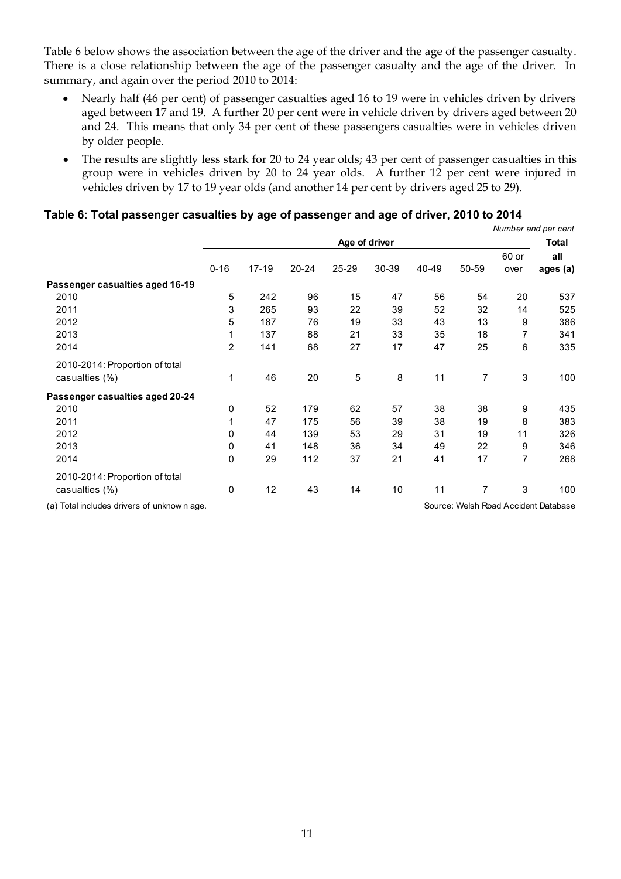Table 6 below shows the association between the age of the driver and the age of the passenger casualty. There is a close relationship between the age of the passenger casualty and the age of the driver. In summary, and again over the period 2010 to 2014:

- Nearly half (46 per cent) of passenger casualties aged 16 to 19 were in vehicles driven by drivers aged between 17 and 19. A further 20 per cent were in vehicle driven by drivers aged between 20 and 24. This means that only 34 per cent of these passengers casualties were in vehicles driven by older people.
- The results are slightly less stark for 20 to 24 year olds; 43 per cent of passenger casualties in this group were in vehicles driven by 20 to 24 year olds. A further 12 per cent were injured in vehicles driven by 17 to 19 year olds (and another 14 per cent by drivers aged 25 to 29).

**Table 6: Total passenger casualties by age of passenger and age of driver, 2010 to 2014**

*Number and per cent*

| | Age of driver | | | | | | | | Total |
|---|---|---|---|---|---|---|---|---|---|
| | 0-16 | 17-19 | 20-24 | 25-29 | 30-39 | 40-49 | 50-59 | 60 or over | all ages (a) |
| **Passenger casualties aged 16-19** | | | | | | | | | |
| 2010 | 5 | 242 | 96 | 15 | 47 | 56 | 54 | 20 | 537 |
| 2011 | 3 | 265 | 93 | 22 | 39 | 52 | 32 | 14 | 525 |
| 2012 | 5 | 187 | 76 | 19 | 33 | 43 | 13 | 9 | 386 |
| 2013 | 1 | 137 | 88 | 21 | 33 | 35 | 18 | 7 | 341 |
| 2014 | 2 | 141 | 68 | 27 | 17 | 47 | 25 | 6 | 335 |
| 2010-2014: Proportion of total casualties (%) | 1 | 46 | 20 | 5 | 8 | 11 | 7 | 3 | 100 |
| **Passenger casualties aged 20-24** | | | | | | | | | |
| 2010 | 0 | 52 | 179 | 62 | 57 | 38 | 38 | 9 | 435 |
| 2011 | 1 | 47 | 175 | 56 | 39 | 38 | 19 | 8 | 383 |
| 2012 | 0 | 44 | 139 | 53 | 29 | 31 | 19 | 11 | 326 |
| 2013 | 0 | 41 | 148 | 36 | 34 | 49 | 22 | 9 | 346 |
| 2014 | 0 | 29 | 112 | 37 | 21 | 41 | 17 | 7 | 268 |
| 2010-2014: Proportion of total casualties (%) | 0 | 12 | 43 | 14 | 10 | 11 | 7 | 3 | 100 |

(a) Total includes drivers of unknown age.

Source: Welsh Road Accident Database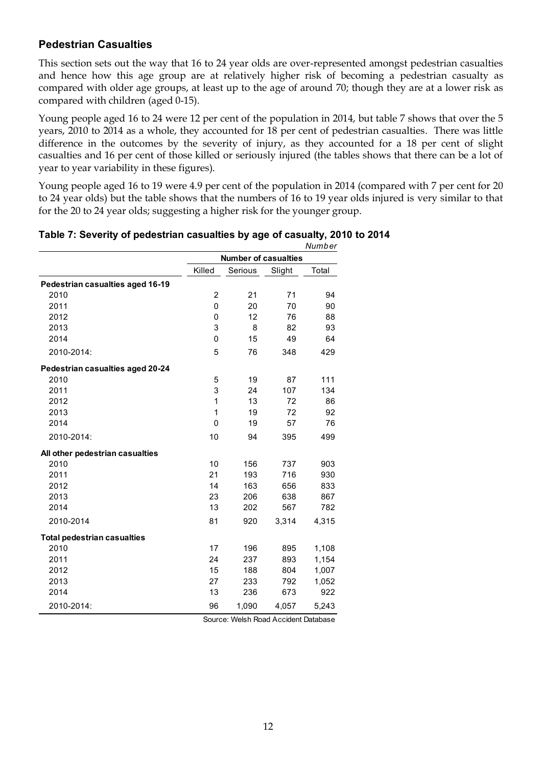## Pedestrian Casualties

This section sets out the way that 16 to 24 year olds are over-represented amongst pedestrian casualties and hence how this age group are at relatively higher risk of becoming a pedestrian casualty as compared with older age groups, at least up to the age of around 70; though they are at a lower risk as compared with children (aged 0-15).

Young people aged 16 to 24 were 12 per cent of the population in 2014, but table 7 shows that over the 5 years, 2010 to 2014 as a whole, they accounted for 18 per cent of pedestrian casualties. There was little difference in the outcomes by the severity of injury, as they accounted for a 18 per cent of slight casualties and 16 per cent of those killed or seriously injured (the tables shows that there can be a lot of year to year variability in these figures).

Young people aged 16 to 19 were 4.9 per cent of the population in 2014 (compared with 7 per cent for 20 to 24 year olds) but the table shows that the numbers of 16 to 19 year olds injured is very similar to that for the 20 to 24 year olds; suggesting a higher risk for the younger group.

**Table 7: Severity of pedestrian casualties by age of casualty, 2010 to 2014**

*Number*

| | Number of casualties | | | |
|---|---|---|---|---|
| | Killed | Serious | Slight | Total |
| **Pedestrian casualties aged 16-19** | | | | |
| 2010 | 2 | 21 | 71 | 94 |
| 2011 | 0 | 20 | 70 | 90 |
| 2012 | 0 | 12 | 76 | 88 |
| 2013 | 3 | 8 | 82 | 93 |
| 2014 | 0 | 15 | 49 | 64 |
| 2010-2014: | 5 | 76 | 348 | 429 |
| **Pedestrian casualties aged 20-24** | | | | |
| 2010 | 5 | 19 | 87 | 111 |
| 2011 | 3 | 24 | 107 | 134 |
| 2012 | 1 | 13 | 72 | 86 |
| 2013 | 1 | 19 | 72 | 92 |
| 2014 | 0 | 19 | 57 | 76 |
| 2010-2014: | 10 | 94 | 395 | 499 |
| **All other pedestrian casualties** | | | | |
| 2010 | 10 | 156 | 737 | 903 |
| 2011 | 21 | 193 | 716 | 930 |
| 2012 | 14 | 163 | 656 | 833 |
| 2013 | 23 | 206 | 638 | 867 |
| 2014 | 13 | 202 | 567 | 782 |
| 2010-2014 | 81 | 920 | 3,314 | 4,315 |
| **Total pedestrian casualties** | | | | |
| 2010 | 17 | 196 | 895 | 1,108 |
| 2011 | 24 | 237 | 893 | 1,154 |
| 2012 | 15 | 188 | 804 | 1,007 |
| 2013 | 27 | 233 | 792 | 1,052 |
| 2014 | 13 | 236 | 673 | 922 |
| 2010-2014: | 96 | 1,090 | 4,057 | 5,243 |

Source: Welsh Road Accident Database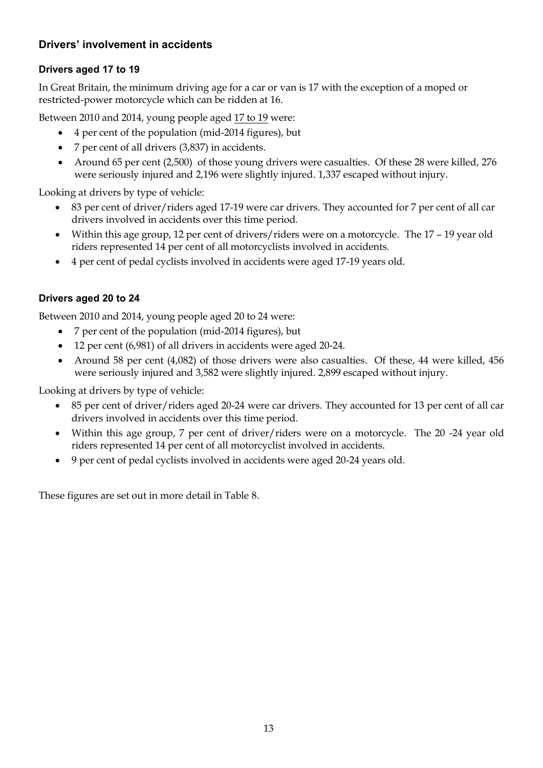## Drivers' involvement in accidents

### Drivers aged 17 to 19

In Great Britain, the minimum driving age for a car or van is 17 with the exception of a moped or restricted-power motorcycle which can be ridden at 16.

Between 2010 and 2014, young people aged 17 to 19 were:

- 4 per cent of the population (mid-2014 figures), but
- 7 per cent of all drivers (3,837) in accidents.
- Around 65 per cent (2,500) of those young drivers were casualties. Of these 28 were killed, 276 were seriously injured and 2,196 were slightly injured. 1,337 escaped without injury.

Looking at drivers by type of vehicle:

- 83 per cent of driver/riders aged 17-19 were car drivers. They accounted for 7 per cent of all car drivers involved in accidents over this time period.
- Within this age group, 12 per cent of drivers/riders were on a motorcycle. The 17 – 19 year old riders represented 14 per cent of all motorcyclists involved in accidents.
- 4 per cent of pedal cyclists involved in accidents were aged 17-19 years old.

### Drivers aged 20 to 24

Between 2010 and 2014, young people aged 20 to 24 were:

- 7 per cent of the population (mid-2014 figures), but
- 12 per cent (6,981) of all drivers in accidents were aged 20-24.
- Around 58 per cent (4,082) of those drivers were also casualties. Of these, 44 were killed, 456 were seriously injured and 3,582 were slightly injured. 2,899 escaped without injury.

Looking at drivers by type of vehicle:

- 85 per cent of driver/riders aged 20-24 were car drivers. They accounted for 13 per cent of all car drivers involved in accidents over this time period.
- Within this age group, 7 per cent of driver/riders were on a motorcycle. The 20 -24 year old riders represented 14 per cent of all motorcyclist involved in accidents.
- 9 per cent of pedal cyclists involved in accidents were aged 20-24 years old.

These figures are set out in more detail in Table 8.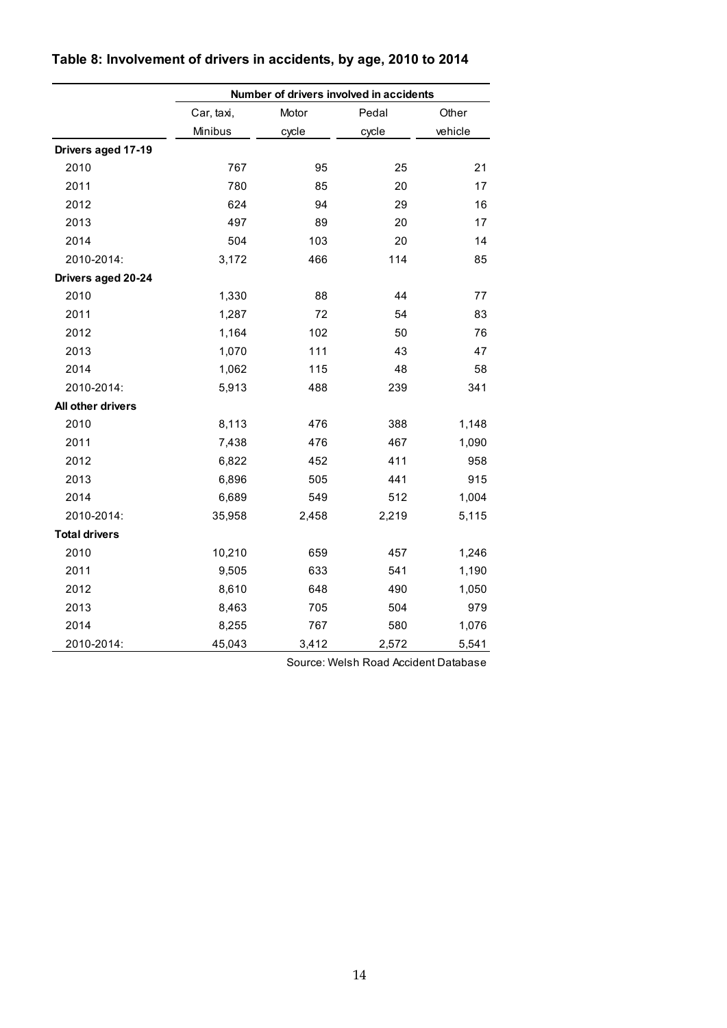## Table 8: Involvement of drivers in accidents, by age, 2010 to 2014

| | Number of drivers involved in accidents | | | |
|---|---|---|---|---|
| | Car, taxi, Minibus | Motor cycle | Pedal cycle | Other vehicle |
| **Drivers aged 17-19** | | | | |
| 2010 | 767 | 95 | 25 | 21 |
| 2011 | 780 | 85 | 20 | 17 |
| 2012 | 624 | 94 | 29 | 16 |
| 2013 | 497 | 89 | 20 | 17 |
| 2014 | 504 | 103 | 20 | 14 |
| 2010-2014: | 3,172 | 466 | 114 | 85 |
| **Drivers aged 20-24** | | | | |
| 2010 | 1,330 | 88 | 44 | 77 |
| 2011 | 1,287 | 72 | 54 | 83 |
| 2012 | 1,164 | 102 | 50 | 76 |
| 2013 | 1,070 | 111 | 43 | 47 |
| 2014 | 1,062 | 115 | 48 | 58 |
| 2010-2014: | 5,913 | 488 | 239 | 341 |
| **All other drivers** | | | | |
| 2010 | 8,113 | 476 | 388 | 1,148 |
| 2011 | 7,438 | 476 | 467 | 1,090 |
| 2012 | 6,822 | 452 | 411 | 958 |
| 2013 | 6,896 | 505 | 441 | 915 |
| 2014 | 6,689 | 549 | 512 | 1,004 |
| 2010-2014: | 35,958 | 2,458 | 2,219 | 5,115 |
| **Total drivers** | | | | |
| 2010 | 10,210 | 659 | 457 | 1,246 |
| 2011 | 9,505 | 633 | 541 | 1,190 |
| 2012 | 8,610 | 648 | 490 | 1,050 |
| 2013 | 8,463 | 705 | 504 | 979 |
| 2014 | 8,255 | 767 | 580 | 1,076 |
| 2010-2014: | 45,043 | 3,412 | 2,572 | 5,541 |

Source: Welsh Road Accident Database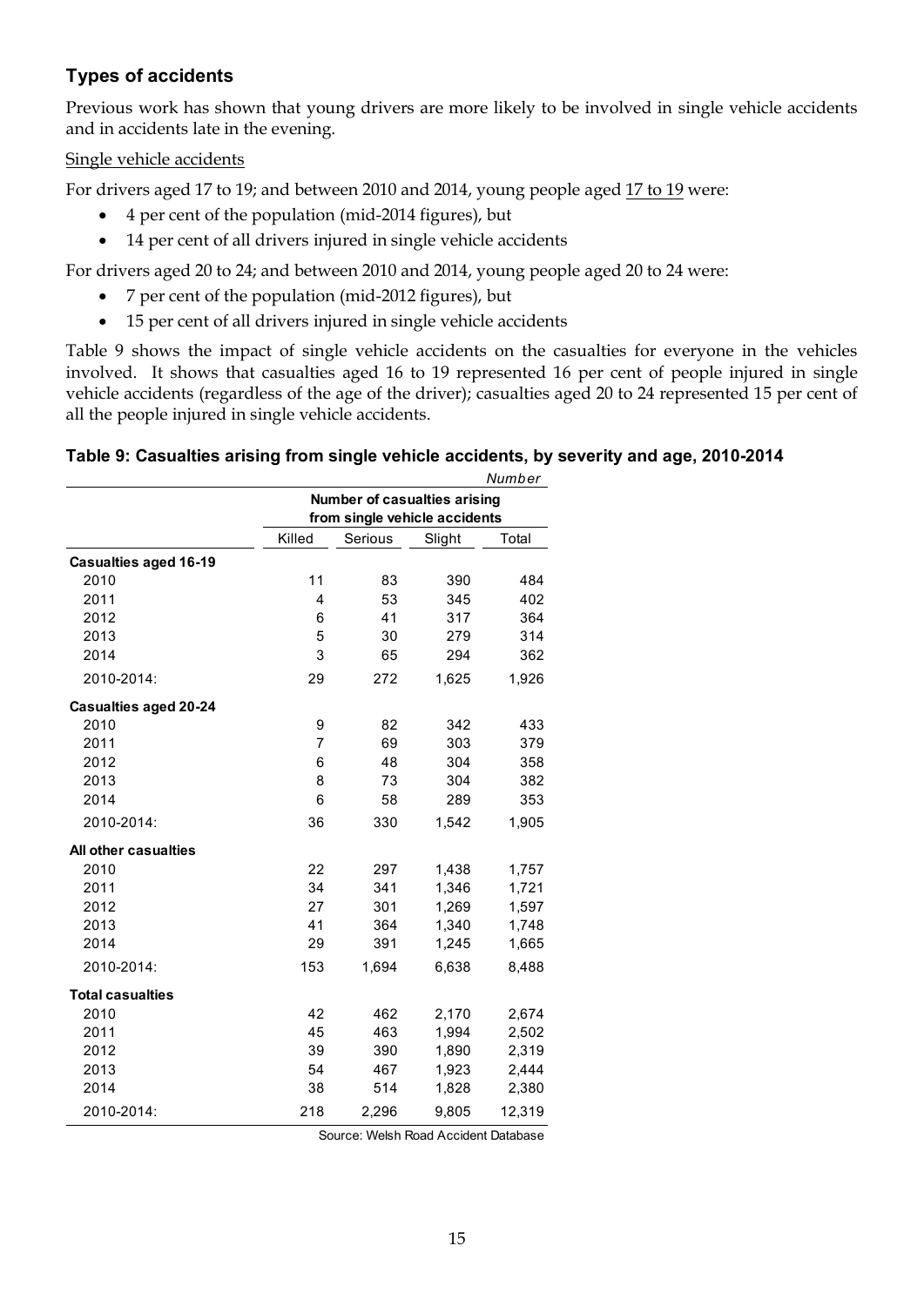### Types of accidents

Previous work has shown that young drivers are more likely to be involved in single vehicle accidents and in accidents late in the evening.

Single vehicle accidents

For drivers aged 17 to 19; and between 2010 and 2014, young people aged 17 to 19 were:

- 4 per cent of the population (mid-2014 figures), but
- 14 per cent of all drivers injured in single vehicle accidents

For drivers aged 20 to 24; and between 2010 and 2014, young people aged 20 to 24 were:

- 7 per cent of the population (mid-2012 figures), but
- 15 per cent of all drivers injured in single vehicle accidents

Table 9 shows the impact of single vehicle accidents on the casualties for everyone in the vehicles involved. It shows that casualties aged 16 to 19 represented 16 per cent of people injured in single vehicle accidents (regardless of the age of the driver); casualties aged 20 to 24 represented 15 per cent of all the people injured in single vehicle accidents.

**Table 9: Casualties arising from single vehicle accidents, by severity and age, 2010-2014**

*Number*

| | Number of casualties arising from single vehicle accidents | | | |
|---|---|---|---|---|
| | Killed | Serious | Slight | Total |
| **Casualties aged 16-19** | | | | |
| 2010 | 11 | 83 | 390 | 484 |
| 2011 | 4 | 53 | 345 | 402 |
| 2012 | 6 | 41 | 317 | 364 |
| 2013 | 5 | 30 | 279 | 314 |
| 2014 | 3 | 65 | 294 | 362 |
| 2010-2014: | 29 | 272 | 1,625 | 1,926 |
| **Casualties aged 20-24** | | | | |
| 2010 | 9 | 82 | 342 | 433 |
| 2011 | 7 | 69 | 303 | 379 |
| 2012 | 6 | 48 | 304 | 358 |
| 2013 | 8 | 73 | 304 | 382 |
| 2014 | 6 | 58 | 289 | 353 |
| 2010-2014: | 36 | 330 | 1,542 | 1,905 |
| **All other casualties** | | | | |
| 2010 | 22 | 297 | 1,438 | 1,757 |
| 2011 | 34 | 341 | 1,346 | 1,721 |
| 2012 | 27 | 301 | 1,269 | 1,597 |
| 2013 | 41 | 364 | 1,340 | 1,748 |
| 2014 | 29 | 391 | 1,245 | 1,665 |
| 2010-2014: | 153 | 1,694 | 6,638 | 8,488 |
| **Total casualties** | | | | |
| 2010 | 42 | 462 | 2,170 | 2,674 |
| 2011 | 45 | 463 | 1,994 | 2,502 |
| 2012 | 39 | 390 | 1,890 | 2,319 |
| 2013 | 54 | 467 | 1,923 | 2,444 |
| 2014 | 38 | 514 | 1,828 | 2,380 |
| 2010-2014: | 218 | 2,296 | 9,805 | 12,319 |

Source: Welsh Road Accident Database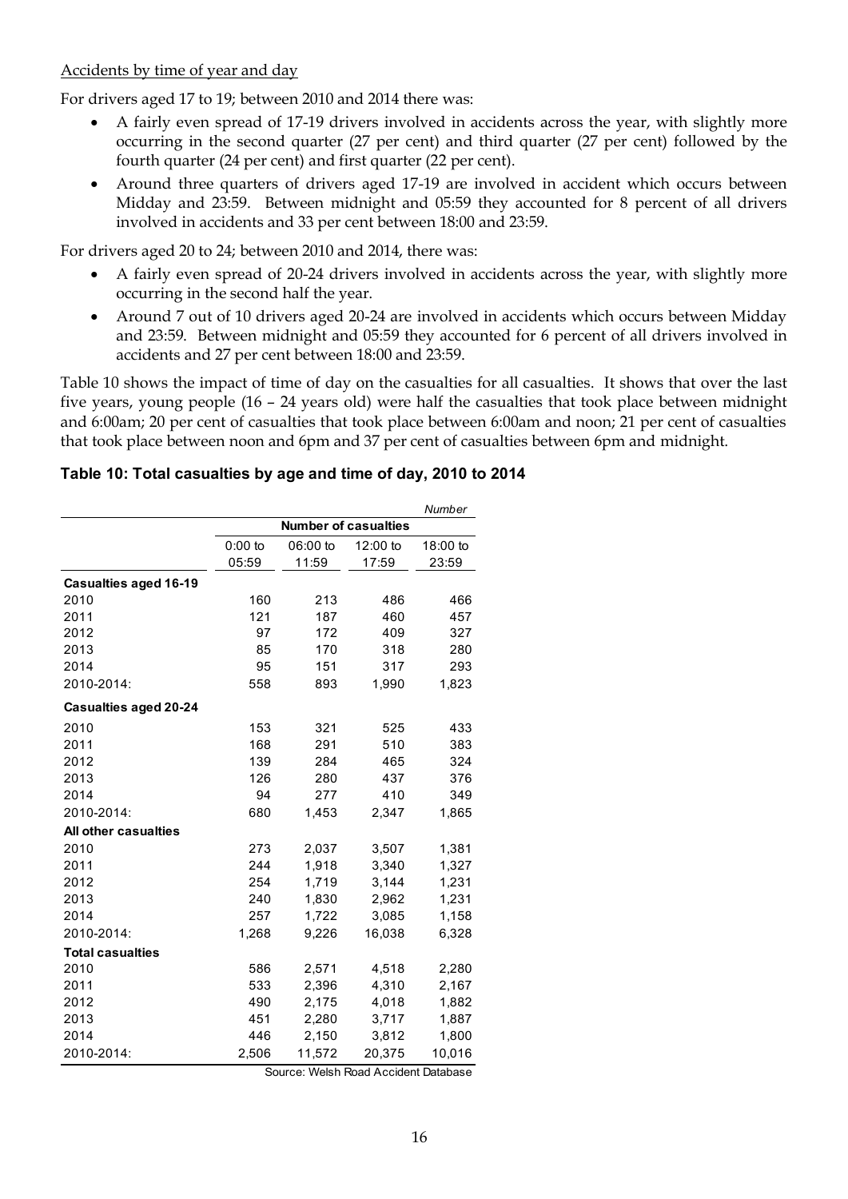Accidents by time of year and day

For drivers aged 17 to 19; between 2010 and 2014 there was:

- A fairly even spread of 17-19 drivers involved in accidents across the year, with slightly more occurring in the second quarter (27 per cent) and third quarter (27 per cent) followed by the fourth quarter (24 per cent) and first quarter (22 per cent).
- Around three quarters of drivers aged 17-19 are involved in accident which occurs between Midday and 23:59. Between midnight and 05:59 they accounted for 8 percent of all drivers involved in accidents and 33 per cent between 18:00 and 23:59.

For drivers aged 20 to 24; between 2010 and 2014, there was:

- A fairly even spread of 20-24 drivers involved in accidents across the year, with slightly more occurring in the second half the year.
- Around 7 out of 10 drivers aged 20-24 are involved in accidents which occurs between Midday and 23:59. Between midnight and 05:59 they accounted for 6 percent of all drivers involved in accidents and 27 per cent between 18:00 and 23:59.

Table 10 shows the impact of time of day on the casualties for all casualties. It shows that over the last five years, young people (16 – 24 years old) were half the casualties that took place between midnight and 6:00am; 20 per cent of casualties that took place between 6:00am and noon; 21 per cent of casualties that took place between noon and 6pm and 37 per cent of casualties between 6pm and midnight.

### Table 10: Total casualties by age and time of day, 2010 to 2014

*Number*

| | Number of casualties | | | |
|---|---|---|---|---|
| | 0:00 to 05:59 | 06:00 to 11:59 | 12:00 to 17:59 | 18:00 to 23:59 |
| **Casualties aged 16-19** | | | | |
| 2010 | 160 | 213 | 486 | 466 |
| 2011 | 121 | 187 | 460 | 457 |
| 2012 | 97 | 172 | 409 | 327 |
| 2013 | 85 | 170 | 318 | 280 |
| 2014 | 95 | 151 | 317 | 293 |
| 2010-2014: | 558 | 893 | 1,990 | 1,823 |
| **Casualties aged 20-24** | | | | |
| 2010 | 153 | 321 | 525 | 433 |
| 2011 | 168 | 291 | 510 | 383 |
| 2012 | 139 | 284 | 465 | 324 |
| 2013 | 126 | 280 | 437 | 376 |
| 2014 | 94 | 277 | 410 | 349 |
| 2010-2014: | 680 | 1,453 | 2,347 | 1,865 |
| **All other casualties** | | | | |
| 2010 | 273 | 2,037 | 3,507 | 1,381 |
| 2011 | 244 | 1,918 | 3,340 | 1,327 |
| 2012 | 254 | 1,719 | 3,144 | 1,231 |
| 2013 | 240 | 1,830 | 2,962 | 1,231 |
| 2014 | 257 | 1,722 | 3,085 | 1,158 |
| 2010-2014: | 1,268 | 9,226 | 16,038 | 6,328 |
| **Total casualties** | | | | |
| 2010 | 586 | 2,571 | 4,518 | 2,280 |
| 2011 | 533 | 2,396 | 4,310 | 2,167 |
| 2012 | 490 | 2,175 | 4,018 | 1,882 |
| 2013 | 451 | 2,280 | 3,717 | 1,887 |
| 2014 | 446 | 2,150 | 3,812 | 1,800 |
| 2010-2014: | 2,506 | 11,572 | 20,375 | 10,016 |

Source: Welsh Road Accident Database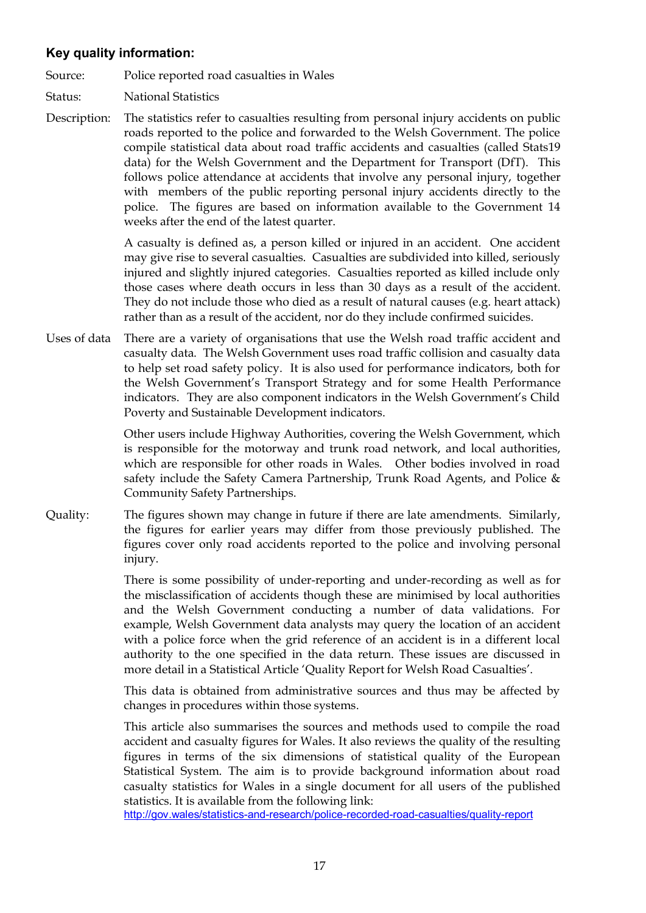### Key quality information:

**Source:** Police reported road casualties in Wales

**Status:** National Statistics

**Description:** The statistics refer to casualties resulting from personal injury accidents on public roads reported to the police and forwarded to the Welsh Government. The police compile statistical data about road traffic accidents and casualties (called Stats19 data) for the Welsh Government and the Department for Transport (DfT). This follows police attendance at accidents that involve any personal injury, together with members of the public reporting personal injury accidents directly to the police. The figures are based on information available to the Government 14 weeks after the end of the latest quarter.

A casualty is defined as, a person killed or injured in an accident. One accident may give rise to several casualties. Casualties are subdivided into killed, seriously injured and slightly injured categories. Casualties reported as killed include only those cases where death occurs in less than 30 days as a result of the accident. They do not include those who died as a result of natural causes (e.g. heart attack) rather than as a result of the accident, nor do they include confirmed suicides.

**Uses of data** There are a variety of organisations that use the Welsh road traffic accident and casualty data. The Welsh Government uses road traffic collision and casualty data to help set road safety policy. It is also used for performance indicators, both for the Welsh Government's Transport Strategy and for some Health Performance indicators. They are also component indicators in the Welsh Government's Child Poverty and Sustainable Development indicators.

Other users include Highway Authorities, covering the Welsh Government, which is responsible for the motorway and trunk road network, and local authorities, which are responsible for other roads in Wales. Other bodies involved in road safety include the Safety Camera Partnership, Trunk Road Agents, and Police & Community Safety Partnerships.

**Quality:** The figures shown may change in future if there are late amendments. Similarly, the figures for earlier years may differ from those previously published. The figures cover only road accidents reported to the police and involving personal injury.

There is some possibility of under-reporting and under-recording as well as for the misclassification of accidents though these are minimised by local authorities and the Welsh Government conducting a number of data validations. For example, Welsh Government data analysts may query the location of an accident with a police force when the grid reference of an accident is in a different local authority to the one specified in the data return. These issues are discussed in more detail in a Statistical Article 'Quality Report for Welsh Road Casualties'.

This data is obtained from administrative sources and thus may be affected by changes in procedures within those systems.

This article also summarises the sources and methods used to compile the road accident and casualty figures for Wales. It also reviews the quality of the resulting figures in terms of the six dimensions of statistical quality of the European Statistical System. The aim is to provide background information about road casualty statistics for Wales in a single document for all users of the published statistics. It is available from the following link:
http://gov.wales/statistics-and-research/police-recorded-road-casualties/quality-report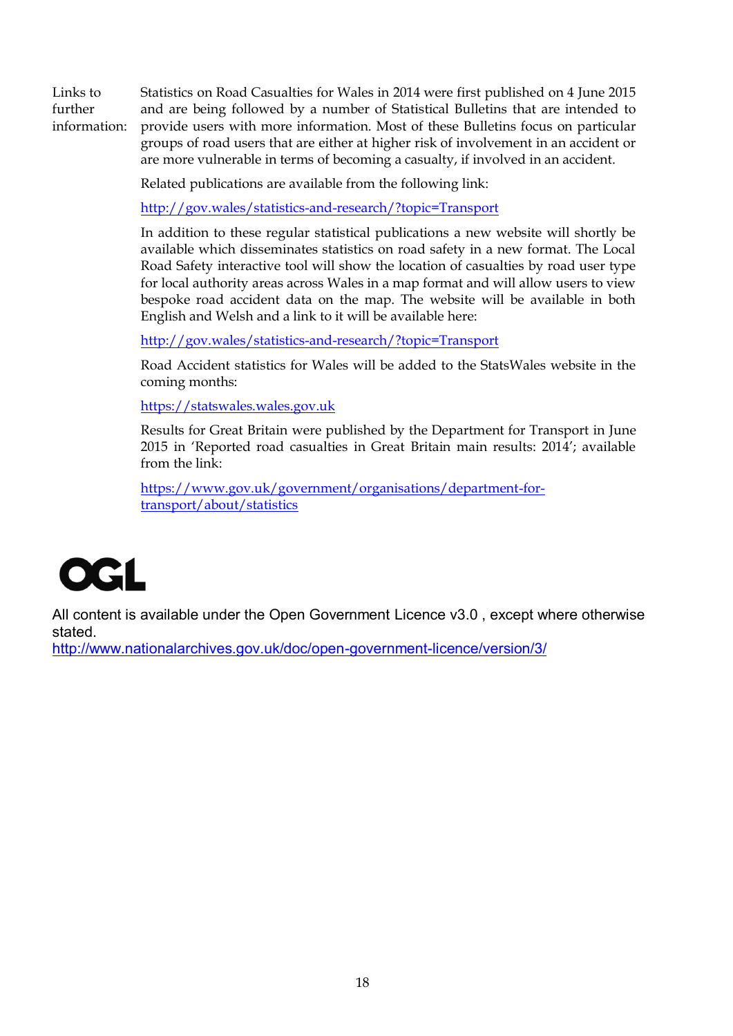**Links to further information:**

Statistics on Road Casualties for Wales in 2014 were first published on 4 June 2015 and are being followed by a number of Statistical Bulletins that are intended to provide users with more information. Most of these Bulletins focus on particular groups of road users that are either at higher risk of involvement in an accident or are more vulnerable in terms of becoming a casualty, if involved in an accident.

Related publications are available from the following link:

[http://gov.wales/statistics-and-research/?topic=Transport](http://gov.wales/statistics-and-research/?topic=Transport)

In addition to these regular statistical publications a new website will shortly be available which disseminates statistics on road safety in a new format. The Local Road Safety interactive tool will show the location of casualties by road user type for local authority areas across Wales in a map format and will allow users to view bespoke road accident data on the map. The website will be available in both English and Welsh and a link to it will be available here:

[http://gov.wales/statistics-and-research/?topic=Transport](http://gov.wales/statistics-and-research/?topic=Transport)

Road Accident statistics for Wales will be added to the StatsWales website in the coming months:

[https://statswales.wales.gov.uk](https://statswales.wales.gov.uk)

Results for Great Britain were published by the Department for Transport in June 2015 in 'Reported road casualties in Great Britain main results: 2014'; available from the link:

[https://www.gov.uk/government/organisations/department-for-transport/about/statistics](https://www.gov.uk/government/organisations/department-for-transport/about/statistics)

OGL

All content is available under the Open Government Licence v3.0 , except where otherwise stated.
[http://www.nationalarchives.gov.uk/doc/open-government-licence/version/3/](http://www.nationalarchives.gov.uk/doc/open-government-licence/version/3/)